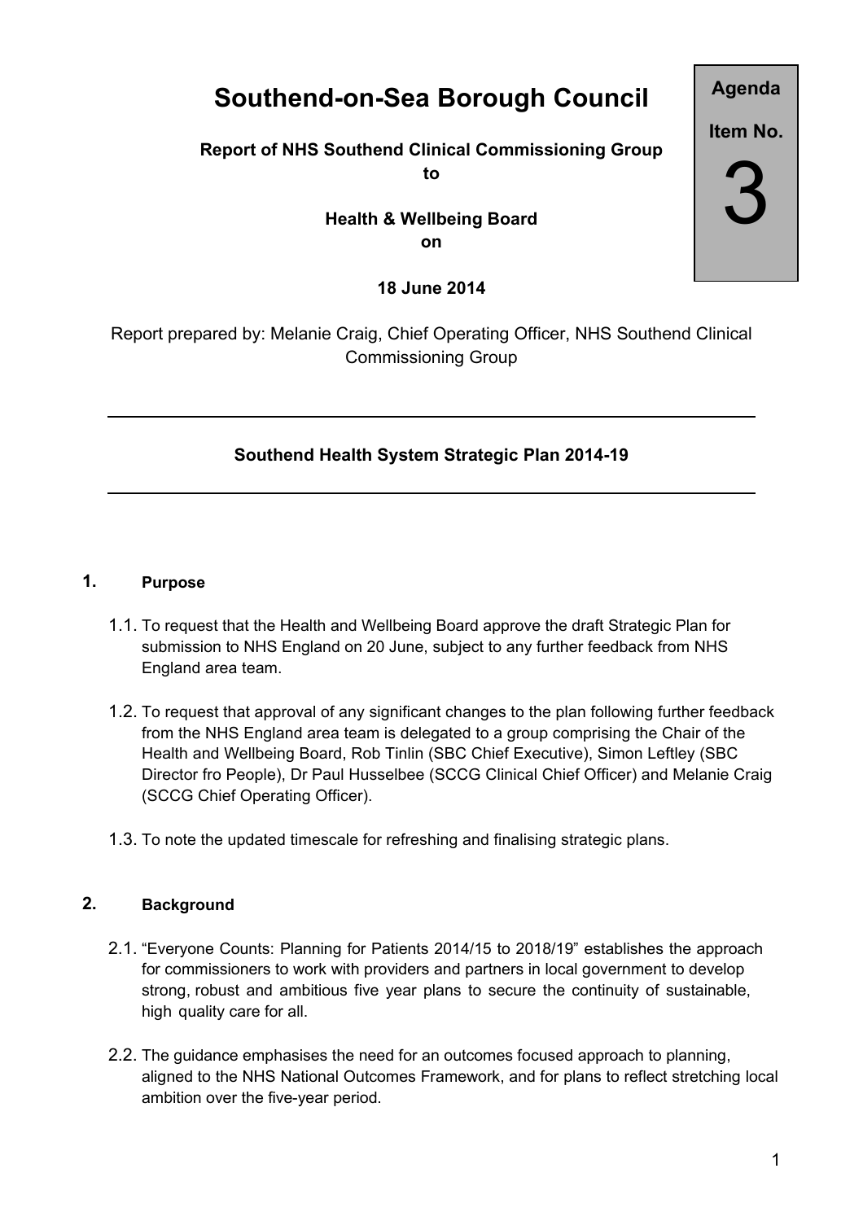# Southend-on-Sea Borough Council

**Agenda Item No. 3**

**Report of NHS Southend Clinical Commissioning Group to**

**Health & Wellbeing Board on**

**18 June 2014**

Report prepared by: Melanie Craig, Chief Operating Officer, NHS Southend Clinical Commissioning Group

---

**Southend Health System Strategic Plan 2014-19**

---

## 1. Purpose

1.1. To request that the Health and Wellbeing Board approve the draft Strategic Plan for submission to NHS England on 20 June, subject to any further feedback from NHS England area team.

1.2. To request that approval of any significant changes to the plan following further feedback from the NHS England area team is delegated to a group comprising the Chair of the Health and Wellbeing Board, Rob Tinlin (SBC Chief Executive), Simon Leftley (SBC Director fro People), Dr Paul Husselbee (SCCG Clinical Chief Officer) and Melanie Craig (SCCG Chief Operating Officer).

1.3. To note the updated timescale for refreshing and finalising strategic plans.

## 2. Background

2.1. "Everyone Counts: Planning for Patients 2014/15 to 2018/19" establishes the approach for commissioners to work with providers and partners in local government to develop strong, robust and ambitious five year plans to secure the continuity of sustainable, high quality care for all.

2.2. The guidance emphasises the need for an outcomes focused approach to planning, aligned to the NHS National Outcomes Framework, and for plans to reflect stretching local ambition over the five-year period.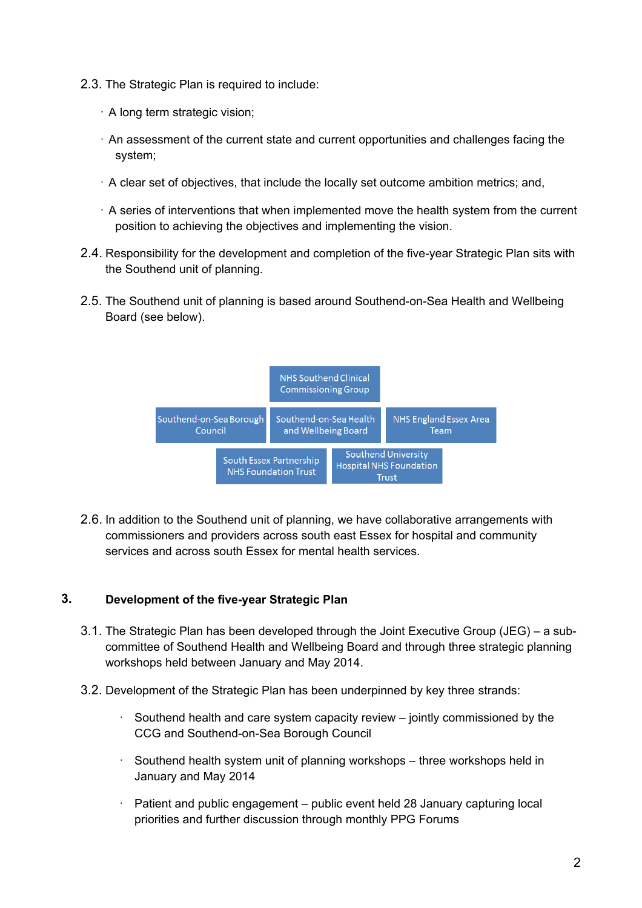2.3. The Strategic Plan is required to include:

- A long term strategic vision;
- An assessment of the current state and current opportunities and challenges facing the system;
- A clear set of objectives, that include the locally set outcome ambition metrics; and,
- A series of interventions that when implemented move the health system from the current position to achieving the objectives and implementing the vision.

2.4. Responsibility for the development and completion of the five-year Strategic Plan sits with the Southend unit of planning.

2.5. The Southend unit of planning is based around Southend-on-Sea Health and Wellbeing Board (see below).

NHS Southend Clinical Commissioning Group

Southend-on-Sea Borough Council

Southend-on-Sea Health and Wellbeing Board

NHS England Essex Area Team

South Essex Partnership NHS Foundation Trust

Southend University Hospital NHS Foundation Trust

2.6. In addition to the Southend unit of planning, we have collaborative arrangements with commissioners and providers across south east Essex for hospital and community services and across south Essex for mental health services.

## 3. Development of the five-year Strategic Plan

3.1. The Strategic Plan has been developed through the Joint Executive Group (JEG) – a sub-committee of Southend Health and Wellbeing Board and through three strategic planning workshops held between January and May 2014.

3.2. Development of the Strategic Plan has been underpinned by key three strands:

- Southend health and care system capacity review – jointly commissioned by the CCG and Southend-on-Sea Borough Council
- Southend health system unit of planning workshops – three workshops held in January and May 2014
- Patient and public engagement – public event held 28 January capturing local priorities and further discussion through monthly PPG Forums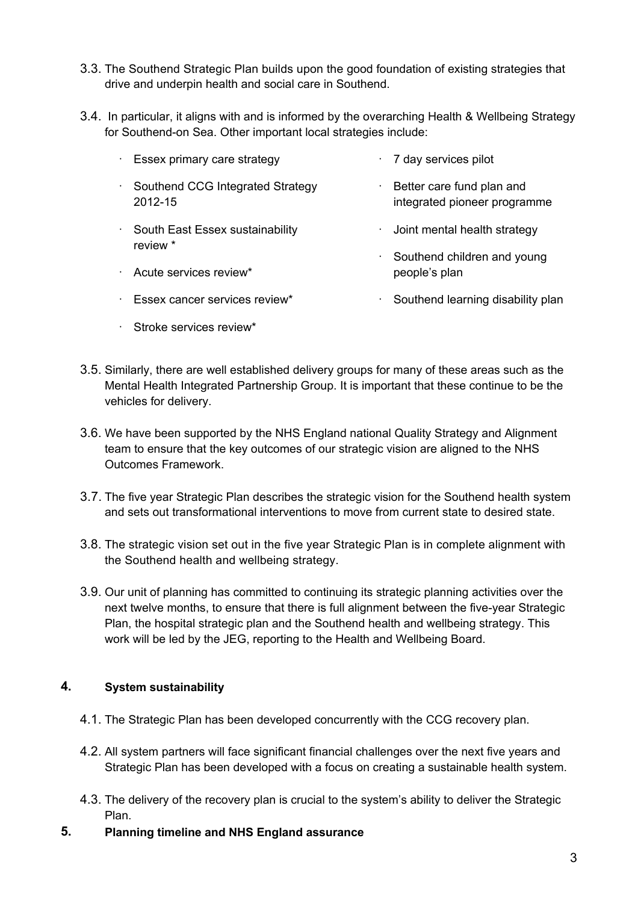3.3. The Southend Strategic Plan builds upon the good foundation of existing strategies that drive and underpin health and social care in Southend.

3.4. In particular, it aligns with and is informed by the overarching Health & Wellbeing Strategy for Southend-on Sea. Other important local strategies include:

- Essex primary care strategy
- Southend CCG Integrated Strategy 2012-15
- South East Essex sustainability review *
- Acute services review*
- Essex cancer services review*
- Stroke services review*
- 7 day services pilot
- Better care fund plan and integrated pioneer programme
- Joint mental health strategy
- Southend children and young people's plan
- Southend learning disability plan

3.5. Similarly, there are well established delivery groups for many of these areas such as the Mental Health Integrated Partnership Group. It is important that these continue to be the vehicles for delivery.

3.6. We have been supported by the NHS England national Quality Strategy and Alignment team to ensure that the key outcomes of our strategic vision are aligned to the NHS Outcomes Framework.

3.7. The five year Strategic Plan describes the strategic vision for the Southend health system and sets out transformational interventions to move from current state to desired state.

3.8. The strategic vision set out in the five year Strategic Plan is in complete alignment with the Southend health and wellbeing strategy.

3.9. Our unit of planning has committed to continuing its strategic planning activities over the next twelve months, to ensure that there is full alignment between the five-year Strategic Plan, the hospital strategic plan and the Southend health and wellbeing strategy. This work will be led by the JEG, reporting to the Health and Wellbeing Board.

## 4. System sustainability

4.1. The Strategic Plan has been developed concurrently with the CCG recovery plan.

4.2. All system partners will face significant financial challenges over the next five years and Strategic Plan has been developed with a focus on creating a sustainable health system.

4.3. The delivery of the recovery plan is crucial to the system's ability to deliver the Strategic Plan.

## 5. Planning timeline and NHS England assurance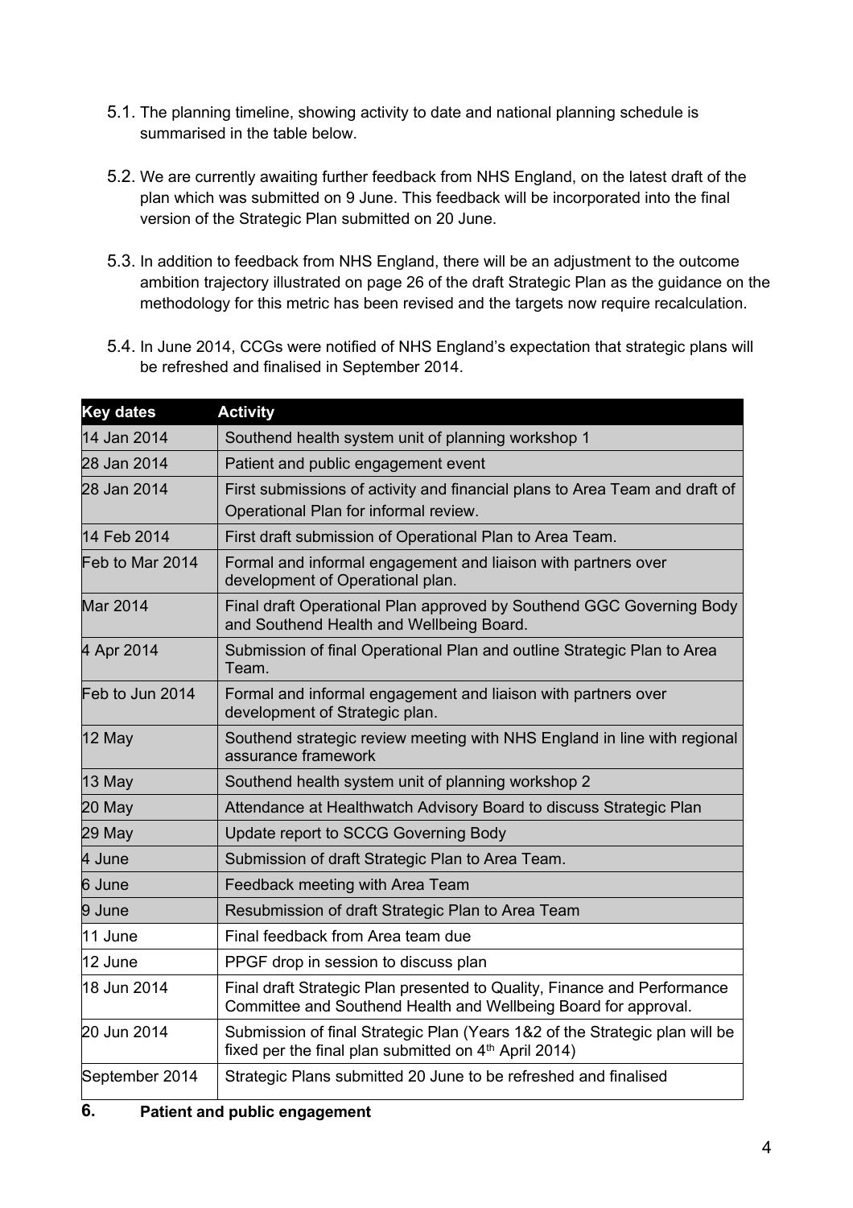5.1. The planning timeline, showing activity to date and national planning schedule is summarised in the table below.

5.2. We are currently awaiting further feedback from NHS England, on the latest draft of the plan which was submitted on 9 June. This feedback will be incorporated into the final version of the Strategic Plan submitted on 20 June.

5.3. In addition to feedback from NHS England, there will be an adjustment to the outcome ambition trajectory illustrated on page 26 of the draft Strategic Plan as the guidance on the methodology for this metric has been revised and the targets now require recalculation.

5.4. In June 2014, CCGs were notified of NHS England's expectation that strategic plans will be refreshed and finalised in September 2014.

| Key dates | Activity |
|---|---|
| 14 Jan 2014 | Southend health system unit of planning workshop 1 |
| 28 Jan 2014 | Patient and public engagement event |
| 28 Jan 2014 | First submissions of activity and financial plans to Area Team and draft of Operational Plan for informal review. |
| 14 Feb 2014 | First draft submission of Operational Plan to Area Team. |
| Feb to Mar 2014 | Formal and informal engagement and liaison with partners over development of Operational plan. |
| Mar 2014 | Final draft Operational Plan approved by Southend GGC Governing Body and Southend Health and Wellbeing Board. |
| 4 Apr 2014 | Submission of final Operational Plan and outline Strategic Plan to Area Team. |
| Feb to Jun 2014 | Formal and informal engagement and liaison with partners over development of Strategic plan. |
| 12 May | Southend strategic review meeting with NHS England in line with regional assurance framework |
| 13 May | Southend health system unit of planning workshop 2 |
| 20 May | Attendance at Healthwatch Advisory Board to discuss Strategic Plan |
| 29 May | Update report to SCCG Governing Body |
| 4 June | Submission of draft Strategic Plan to Area Team. |
| 6 June | Feedback meeting with Area Team |
| 9 June | Resubmission of draft Strategic Plan to Area Team |
| 11 June | Final feedback from Area team due |
| 12 June | PPGF drop in session to discuss plan |
| 18 Jun 2014 | Final draft Strategic Plan presented to Quality, Finance and Performance Committee and Southend Health and Wellbeing Board for approval. |
| 20 Jun 2014 | Submission of final Strategic Plan (Years 1&2 of the Strategic plan will be fixed per the final plan submitted on 4th April 2014) |
| September 2014 | Strategic Plans submitted 20 June to be refreshed and finalised |

## 6. Patient and public engagement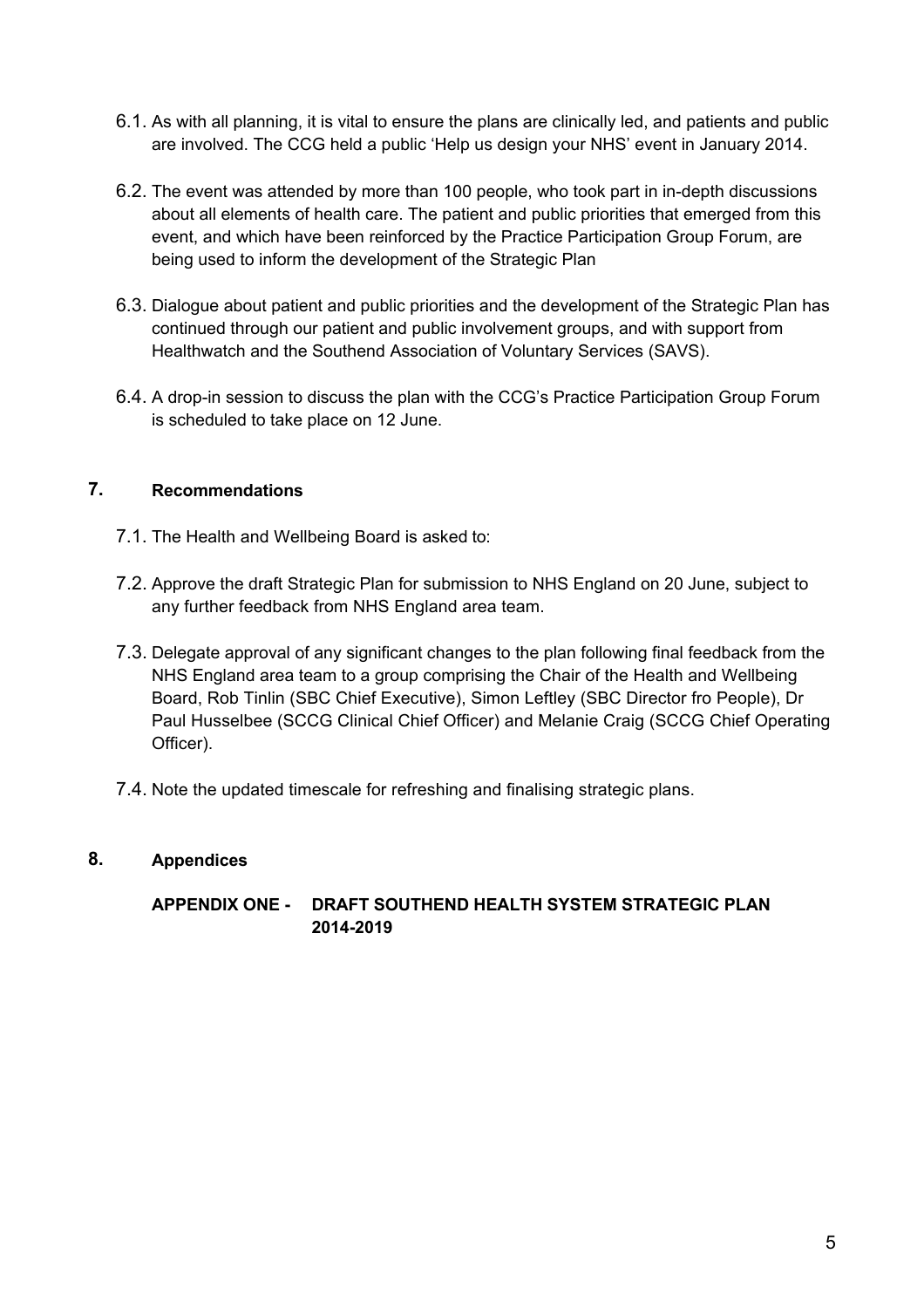6.1. As with all planning, it is vital to ensure the plans are clinically led, and patients and public are involved. The CCG held a public 'Help us design your NHS' event in January 2014.

6.2. The event was attended by more than 100 people, who took part in in-depth discussions about all elements of health care. The patient and public priorities that emerged from this event, and which have been reinforced by the Practice Participation Group Forum, are being used to inform the development of the Strategic Plan

6.3. Dialogue about patient and public priorities and the development of the Strategic Plan has continued through our patient and public involvement groups, and with support from Healthwatch and the Southend Association of Voluntary Services (SAVS).

6.4. A drop-in session to discuss the plan with the CCG's Practice Participation Group Forum is scheduled to take place on 12 June.

## 7. Recommendations

7.1. The Health and Wellbeing Board is asked to:

7.2. Approve the draft Strategic Plan for submission to NHS England on 20 June, subject to any further feedback from NHS England area team.

7.3. Delegate approval of any significant changes to the plan following final feedback from the NHS England area team to a group comprising the Chair of the Health and Wellbeing Board, Rob Tinlin (SBC Chief Executive), Simon Leftley (SBC Director fro People), Dr Paul Husselbee (SCCG Clinical Chief Officer) and Melanie Craig (SCCG Chief Operating Officer).

7.4. Note the updated timescale for refreshing and finalising strategic plans.

## 8. Appendices

**APPENDIX ONE - DRAFT SOUTHEND HEALTH SYSTEM STRATEGIC PLAN 2014-2019**